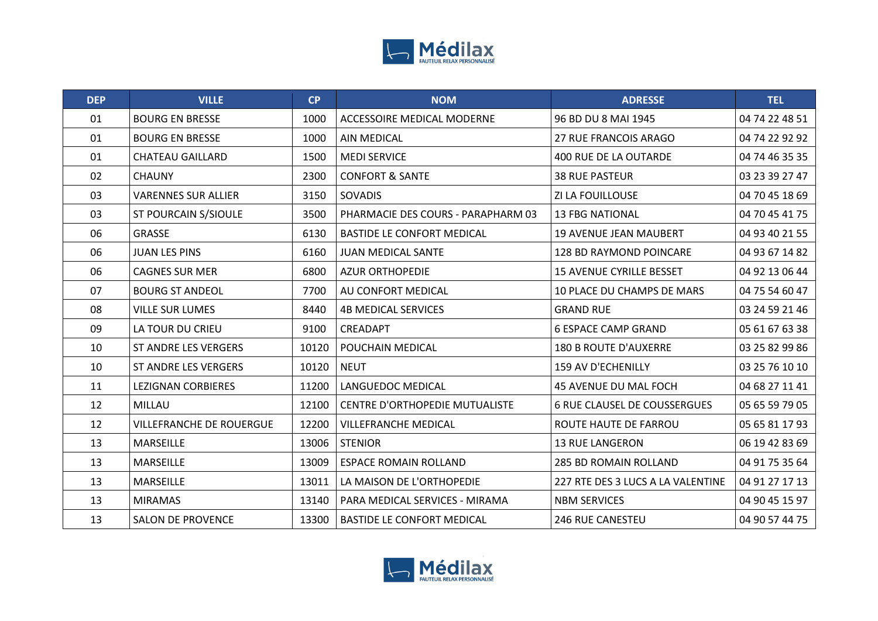| DEP | VILLE | CP | NOM | ADRESSE | TEL |
|---|---|---|---|---|---|
| 01 | BOURG EN BRESSE | 1000 | ACCESSOIRE MEDICAL MODERNE | 96 BD DU 8 MAI 1945 | 04 74 22 48 51 |
| 01 | BOURG EN BRESSE | 1000 | AIN MEDICAL | 27 RUE FRANCOIS ARAGO | 04 74 22 92 92 |
| 01 | CHATEAU GAILLARD | 1500 | MEDI SERVICE | 400 RUE DE LA OUTARDE | 04 74 46 35 35 |
| 02 | CHAUNY | 2300 | CONFORT & SANTE | 38 RUE PASTEUR | 03 23 39 27 47 |
| 03 | VARENNES SUR ALLIER | 3150 | SOVADIS | ZI LA FOUILLOUSE | 04 70 45 18 69 |
| 03 | ST POURCAIN S/SIOULE | 3500 | PHARMACIE DES COURS - PARAPHARM 03 | 13 FBG NATIONAL | 04 70 45 41 75 |
| 06 | GRASSE | 6130 | BASTIDE LE CONFORT MEDICAL | 19 AVENUE JEAN MAUBERT | 04 93 40 21 55 |
| 06 | JUAN LES PINS | 6160 | JUAN MEDICAL SANTE | 128 BD RAYMOND POINCARE | 04 93 67 14 82 |
| 06 | CAGNES SUR MER | 6800 | AZUR ORTHOPEDIE | 15 AVENUE CYRILLE BESSET | 04 92 13 06 44 |
| 07 | BOURG ST ANDEOL | 7700 | AU CONFORT MEDICAL | 10 PLACE DU CHAMPS DE MARS | 04 75 54 60 47 |
| 08 | VILLE SUR LUMES | 8440 | 4B MEDICAL SERVICES | GRAND RUE | 03 24 59 21 46 |
| 09 | LA TOUR DU CRIEU | 9100 | CREADAPT | 6 ESPACE CAMP GRAND | 05 61 67 63 38 |
| 10 | ST ANDRE LES VERGERS | 10120 | POUCHAIN MEDICAL | 180 B ROUTE D'AUXERRE | 03 25 82 99 86 |
| 10 | ST ANDRE LES VERGERS | 10120 | NEUT | 159 AV D'ECHENILLY | 03 25 76 10 10 |
| 11 | LEZIGNAN CORBIERES | 11200 | LANGUEDOC MEDICAL | 45 AVENUE DU MAL FOCH | 04 68 27 11 41 |
| 12 | MILLAU | 12100 | CENTRE D'ORTHOPEDIE MUTUALISTE | 6 RUE CLAUSEL DE COUSSERGUES | 05 65 59 79 05 |
| 12 | VILLEFRANCHE DE ROUERGUE | 12200 | VILLEFRANCHE MEDICAL | ROUTE HAUTE DE FARROU | 05 65 81 17 93 |
| 13 | MARSEILLE | 13006 | STENIOR | 13 RUE LANGERON | 06 19 42 83 69 |
| 13 | MARSEILLE | 13009 | ESPACE ROMAIN ROLLAND | 285 BD ROMAIN ROLLAND | 04 91 75 35 64 |
| 13 | MARSEILLE | 13011 | LA MAISON DE L'ORTHOPEDIE | 227 RTE DES 3 LUCS A LA VALENTINE | 04 91 27 17 13 |
| 13 | MIRAMAS | 13140 | PARA MEDICAL SERVICES - MIRAMA | NBM SERVICES | 04 90 45 15 97 |
| 13 | SALON DE PROVENCE | 13300 | BASTIDE LE CONFORT MEDICAL | 246 RUE CANESTEU | 04 90 57 44 75 |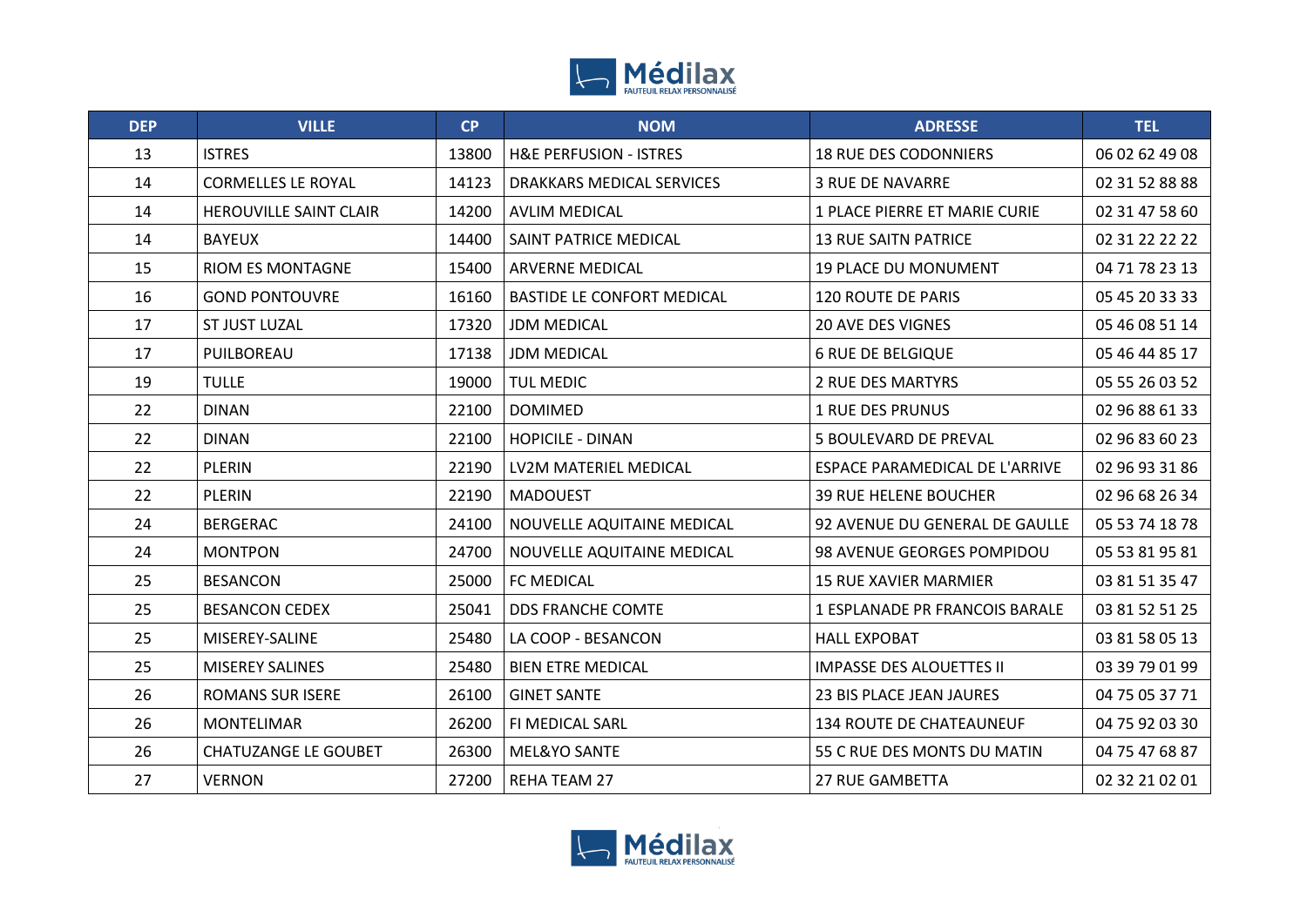| DEP | VILLE | CP | NOM | ADRESSE | TEL |
|---|---|---|---|---|---|
| 13 | ISTRES | 13800 | H&E PERFUSION - ISTRES | 18 RUE DES CODONNIERS | 06 02 62 49 08 |
| 14 | CORMELLES LE ROYAL | 14123 | DRAKKARS MEDICAL SERVICES | 3 RUE DE NAVARRE | 02 31 52 88 88 |
| 14 | HEROUVILLE SAINT CLAIR | 14200 | AVLIM MEDICAL | 1 PLACE PIERRE ET MARIE CURIE | 02 31 47 58 60 |
| 14 | BAYEUX | 14400 | SAINT PATRICE MEDICAL | 13 RUE SAITN PATRICE | 02 31 22 22 22 |
| 15 | RIOM ES MONTAGNE | 15400 | ARVERNE MEDICAL | 19 PLACE DU MONUMENT | 04 71 78 23 13 |
| 16 | GOND PONTOUVRE | 16160 | BASTIDE LE CONFORT MEDICAL | 120 ROUTE DE PARIS | 05 45 20 33 33 |
| 17 | ST JUST LUZAL | 17320 | JDM MEDICAL | 20 AVE DES VIGNES | 05 46 08 51 14 |
| 17 | PUILBOREAU | 17138 | JDM MEDICAL | 6 RUE DE BELGIQUE | 05 46 44 85 17 |
| 19 | TULLE | 19000 | TUL MEDIC | 2 RUE DES MARTYRS | 05 55 26 03 52 |
| 22 | DINAN | 22100 | DOMIMED | 1 RUE DES PRUNUS | 02 96 88 61 33 |
| 22 | DINAN | 22100 | HOPICILE - DINAN | 5 BOULEVARD DE PREVAL | 02 96 83 60 23 |
| 22 | PLERIN | 22190 | LV2M MATERIEL MEDICAL | ESPACE PARAMEDICAL DE L'ARRIVE | 02 96 93 31 86 |
| 22 | PLERIN | 22190 | MADOUEST | 39 RUE HELENE BOUCHER | 02 96 68 26 34 |
| 24 | BERGERAC | 24100 | NOUVELLE AQUITAINE MEDICAL | 92 AVENUE DU GENERAL DE GAULLE | 05 53 74 18 78 |
| 24 | MONTPON | 24700 | NOUVELLE AQUITAINE MEDICAL | 98 AVENUE GEORGES POMPIDOU | 05 53 81 95 81 |
| 25 | BESANCON | 25000 | FC MEDICAL | 15 RUE XAVIER MARMIER | 03 81 51 35 47 |
| 25 | BESANCON CEDEX | 25041 | DDS FRANCHE COMTE | 1 ESPLANADE PR FRANCOIS BARALE | 03 81 52 51 25 |
| 25 | MISEREY-SALINE | 25480 | LA COOP - BESANCON | HALL EXPOBAT | 03 81 58 05 13 |
| 25 | MISEREY SALINES | 25480 | BIEN ETRE MEDICAL | IMPASSE DES ALOUETTES II | 03 39 79 01 99 |
| 26 | ROMANS SUR ISERE | 26100 | GINET SANTE | 23 BIS PLACE JEAN JAURES | 04 75 05 37 71 |
| 26 | MONTELIMAR | 26200 | FI MEDICAL SARL | 134 ROUTE DE CHATEAUNEUF | 04 75 92 03 30 |
| 26 | CHATUZANGE LE GOUBET | 26300 | MEL&YO SANTE | 55 C RUE DES MONTS DU MATIN | 04 75 47 68 87 |
| 27 | VERNON | 27200 | REHA TEAM 27 | 27 RUE GAMBETTA | 02 32 21 02 01 |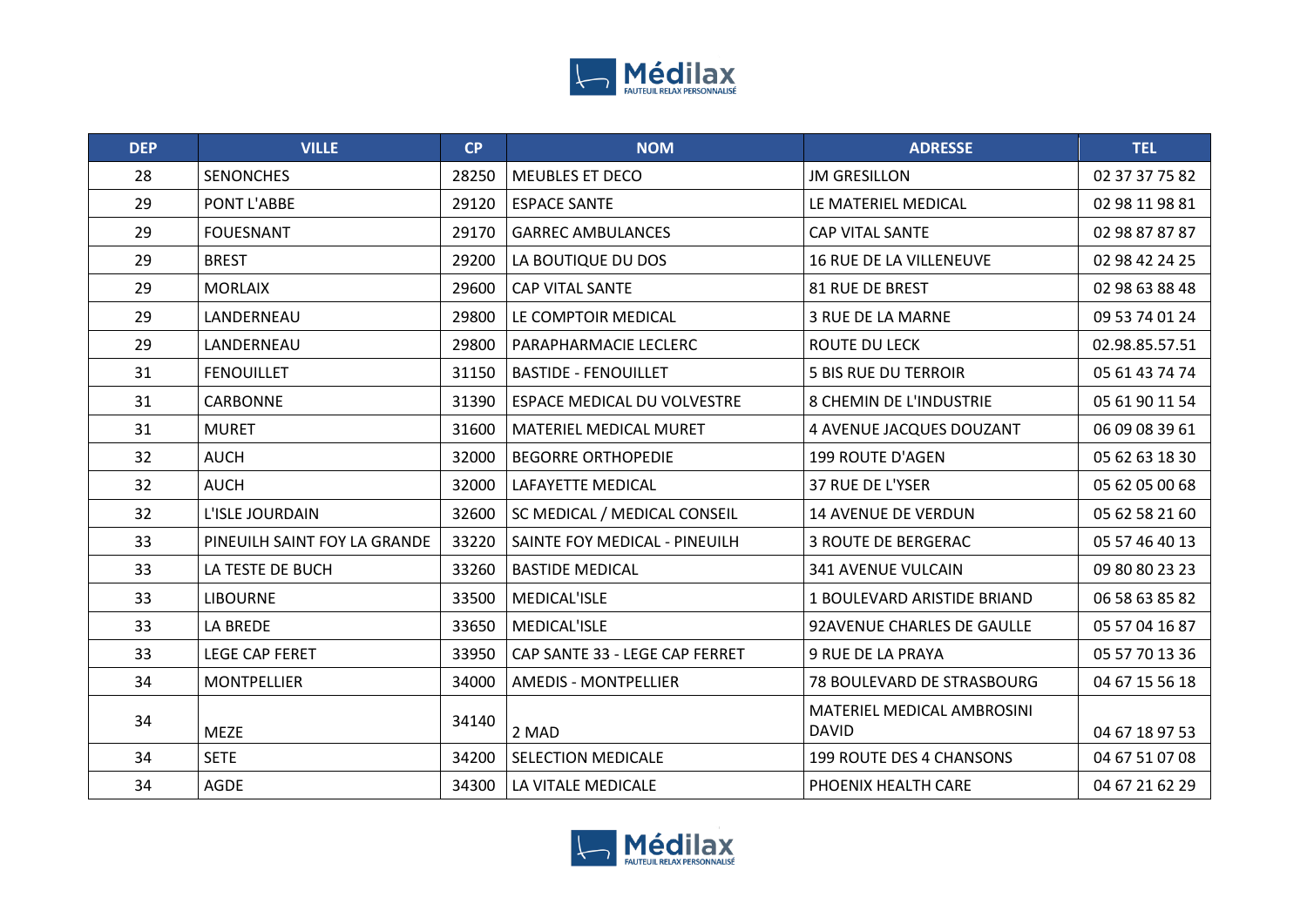| DEP | VILLE | CP | NOM | ADRESSE | TEL |
|---|---|---|---|---|---|
| 28 | SENONCHES | 28250 | MEUBLES ET DECO | JM GRESILLON | 02 37 37 75 82 |
| 29 | PONT L'ABBE | 29120 | ESPACE SANTE | LE MATERIEL MEDICAL | 02 98 11 98 81 |
| 29 | FOUESNANT | 29170 | GARREC AMBULANCES | CAP VITAL SANTE | 02 98 87 87 87 |
| 29 | BREST | 29200 | LA BOUTIQUE DU DOS | 16 RUE DE LA VILLENEUVE | 02 98 42 24 25 |
| 29 | MORLAIX | 29600 | CAP VITAL SANTE | 81 RUE DE BREST | 02 98 63 88 48 |
| 29 | LANDERNEAU | 29800 | LE COMPTOIR MEDICAL | 3 RUE DE LA MARNE | 09 53 74 01 24 |
| 29 | LANDERNEAU | 29800 | PARAPHARMACIE LECLERC | ROUTE DU LECK | 02.98.85.57.51 |
| 31 | FENOUILLET | 31150 | BASTIDE - FENOUILLET | 5 BIS RUE DU TERROIR | 05 61 43 74 74 |
| 31 | CARBONNE | 31390 | ESPACE MEDICAL DU VOLVESTRE | 8 CHEMIN DE L'INDUSTRIE | 05 61 90 11 54 |
| 31 | MURET | 31600 | MATERIEL MEDICAL MURET | 4 AVENUE JACQUES DOUZANT | 06 09 08 39 61 |
| 32 | AUCH | 32000 | BEGORRE ORTHOPEDIE | 199 ROUTE D'AGEN | 05 62 63 18 30 |
| 32 | AUCH | 32000 | LAFAYETTE MEDICAL | 37 RUE DE L'YSER | 05 62 05 00 68 |
| 32 | L'ISLE JOURDAIN | 32600 | SC MEDICAL / MEDICAL CONSEIL | 14 AVENUE DE VERDUN | 05 62 58 21 60 |
| 33 | PINEUILH SAINT FOY LA GRANDE | 33220 | SAINTE FOY MEDICAL - PINEUILH | 3 ROUTE DE BERGERAC | 05 57 46 40 13 |
| 33 | LA TESTE DE BUCH | 33260 | BASTIDE MEDICAL | 341 AVENUE VULCAIN | 09 80 80 23 23 |
| 33 | LIBOURNE | 33500 | MEDICAL'ISLE | 1 BOULEVARD ARISTIDE BRIAND | 06 58 63 85 82 |
| 33 | LA BREDE | 33650 | MEDICAL'ISLE | 92AVENUE CHARLES DE GAULLE | 05 57 04 16 87 |
| 33 | LEGE CAP FERET | 33950 | CAP SANTE 33 - LEGE CAP FERRET | 9 RUE DE LA PRAYA | 05 57 70 13 36 |
| 34 | MONTPELLIER | 34000 | AMEDIS - MONTPELLIER | 78 BOULEVARD DE STRASBOURG | 04 67 15 56 18 |
| 34 | MEZE | 34140 | 2 MAD | MATERIEL MEDICAL AMBROSINI DAVID | 04 67 18 97 53 |
| 34 | SETE | 34200 | SELECTION MEDICALE | 199 ROUTE DES 4 CHANSONS | 04 67 51 07 08 |
| 34 | AGDE | 34300 | LA VITALE MEDICALE | PHOENIX HEALTH CARE | 04 67 21 62 29 |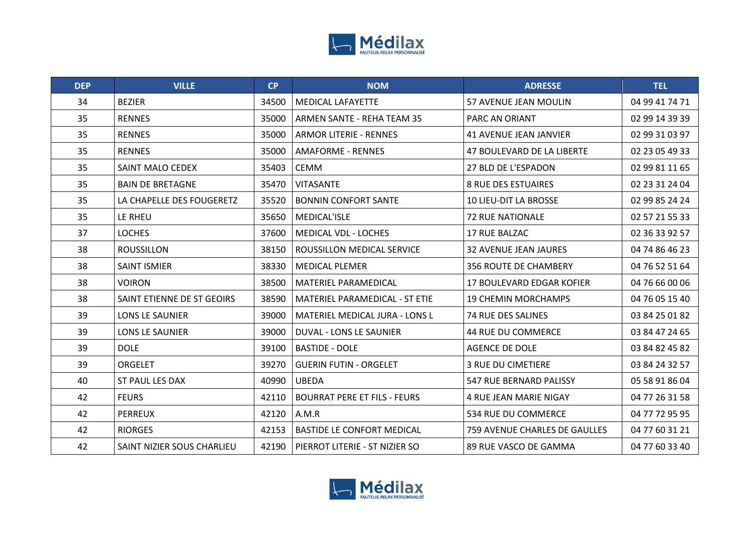| DEP | VILLE | CP | NOM | ADRESSE | TEL |
|---|---|---|---|---|---|
| 34 | BEZIER | 34500 | MEDICAL LAFAYETTE | 57 AVENUE JEAN MOULIN | 04 99 41 74 71 |
| 35 | RENNES | 35000 | ARMEN SANTE - REHA TEAM 35 | PARC AN ORIANT | 02 99 14 39 39 |
| 35 | RENNES | 35000 | ARMOR LITERIE - RENNES | 41 AVENUE JEAN JANVIER | 02 99 31 03 97 |
| 35 | RENNES | 35000 | AMAFORME - RENNES | 47 BOULEVARD DE LA LIBERTE | 02 23 05 49 33 |
| 35 | SAINT MALO CEDEX | 35403 | CEMM | 27 BLD DE L'ESPADON | 02 99 81 11 65 |
| 35 | BAIN DE BRETAGNE | 35470 | VITASANTE | 8 RUE DES ESTUAIRES | 02 23 31 24 04 |
| 35 | LA CHAPELLE DES FOUGERETZ | 35520 | BONNIN CONFORT SANTE | 10 LIEU-DIT LA BROSSE | 02 99 85 24 24 |
| 35 | LE RHEU | 35650 | MEDICAL'ISLE | 72 RUE NATIONALE | 02 57 21 55 33 |
| 37 | LOCHES | 37600 | MEDICAL VDL - LOCHES | 17 RUE BALZAC | 02 36 33 92 57 |
| 38 | ROUSSILLON | 38150 | ROUSSILLON MEDICAL SERVICE | 32 AVENUE JEAN JAURES | 04 74 86 46 23 |
| 38 | SAINT ISMIER | 38330 | MEDICAL PLEMER | 356 ROUTE DE CHAMBERY | 04 76 52 51 64 |
| 38 | VOIRON | 38500 | MATERIEL PARAMEDICAL | 17 BOULEVARD EDGAR KOFIER | 04 76 66 00 06 |
| 38 | SAINT ETIENNE DE ST GEOIRS | 38590 | MATERIEL PARAMEDICAL - ST ETIE | 19 CHEMIN MORCHAMPS | 04 76 05 15 40 |
| 39 | LONS LE SAUNIER | 39000 | MATERIEL MEDICAL JURA - LONS L | 74 RUE DES SALINES | 03 84 25 01 82 |
| 39 | LONS LE SAUNIER | 39000 | DUVAL - LONS LE SAUNIER | 44 RUE DU COMMERCE | 03 84 47 24 65 |
| 39 | DOLE | 39100 | BASTIDE - DOLE | AGENCE DE DOLE | 03 84 82 45 82 |
| 39 | ORGELET | 39270 | GUERIN FUTIN - ORGELET | 3 RUE DU CIMETIERE | 03 84 24 32 57 |
| 40 | ST PAUL LES DAX | 40990 | UBEDA | 547 RUE BERNARD PALISSY | 05 58 91 86 04 |
| 42 | FEURS | 42110 | BOURRAT PERE ET FILS - FEURS | 4 RUE JEAN MARIE NIGAY | 04 77 26 31 58 |
| 42 | PERREUX | 42120 | A.M.R | 534 RUE DU COMMERCE | 04 77 72 95 95 |
| 42 | RIORGES | 42153 | BASTIDE LE CONFORT MEDICAL | 759 AVENUE CHARLES DE GAULLES | 04 77 60 31 21 |
| 42 | SAINT NIZIER SOUS CHARLIEU | 42190 | PIERROT LITERIE - ST NIZIER SO | 89 RUE VASCO DE GAMMA | 04 77 60 33 40 |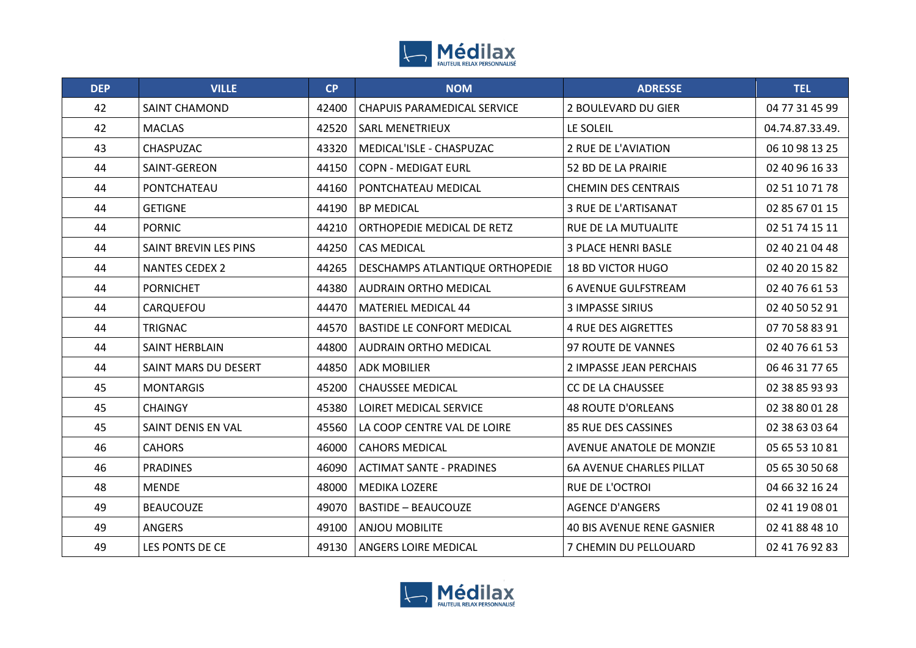| DEP | VILLE | CP | NOM | ADRESSE | TEL |
|---|---|---|---|---|---|
| 42 | SAINT CHAMOND | 42400 | CHAPUIS PARAMEDICAL SERVICE | 2 BOULEVARD DU GIER | 04 77 31 45 99 |
| 42 | MACLAS | 42520 | SARL MENETRIEUX | LE SOLEIL | 04.74.87.33.49. |
| 43 | CHASPUZAC | 43320 | MEDICAL'ISLE - CHASPUZAC | 2 RUE DE L'AVIATION | 06 10 98 13 25 |
| 44 | SAINT-GEREON | 44150 | COPN - MEDIGAT EURL | 52 BD DE LA PRAIRIE | 02 40 96 16 33 |
| 44 | PONTCHATEAU | 44160 | PONTCHATEAU MEDICAL | CHEMIN DES CENTRAIS | 02 51 10 71 78 |
| 44 | GETIGNE | 44190 | BP MEDICAL | 3 RUE DE L'ARTISANAT | 02 85 67 01 15 |
| 44 | PORNIC | 44210 | ORTHOPEDIE MEDICAL DE RETZ | RUE DE LA MUTUALITE | 02 51 74 15 11 |
| 44 | SAINT BREVIN LES PINS | 44250 | CAS MEDICAL | 3 PLACE HENRI BASLE | 02 40 21 04 48 |
| 44 | NANTES CEDEX 2 | 44265 | DESCHAMPS ATLANTIQUE ORTHOPEDIE | 18 BD VICTOR HUGO | 02 40 20 15 82 |
| 44 | PORNICHET | 44380 | AUDRAIN ORTHO MEDICAL | 6 AVENUE GULFSTREAM | 02 40 76 61 53 |
| 44 | CARQUEFOU | 44470 | MATERIEL MEDICAL 44 | 3 IMPASSE SIRIUS | 02 40 50 52 91 |
| 44 | TRIGNAC | 44570 | BASTIDE LE CONFORT MEDICAL | 4 RUE DES AIGRETTES | 07 70 58 83 91 |
| 44 | SAINT HERBLAIN | 44800 | AUDRAIN ORTHO MEDICAL | 97 ROUTE DE VANNES | 02 40 76 61 53 |
| 44 | SAINT MARS DU DESERT | 44850 | ADK MOBILIER | 2 IMPASSE JEAN PERCHAIS | 06 46 31 77 65 |
| 45 | MONTARGIS | 45200 | CHAUSSEE MEDICAL | CC DE LA CHAUSSEE | 02 38 85 93 93 |
| 45 | CHAINGY | 45380 | LOIRET MEDICAL SERVICE | 48 ROUTE D'ORLEANS | 02 38 80 01 28 |
| 45 | SAINT DENIS EN VAL | 45560 | LA COOP CENTRE VAL DE LOIRE | 85 RUE DES CASSINES | 02 38 63 03 64 |
| 46 | CAHORS | 46000 | CAHORS MEDICAL | AVENUE ANATOLE DE MONZIE | 05 65 53 10 81 |
| 46 | PRADINES | 46090 | ACTIMAT SANTE - PRADINES | 6A AVENUE CHARLES PILLAT | 05 65 30 50 68 |
| 48 | MENDE | 48000 | MEDIKA LOZERE | RUE DE L'OCTROI | 04 66 32 16 24 |
| 49 | BEAUCOUZE | 49070 | BASTIDE – BEAUCOUZE | AGENCE D'ANGERS | 02 41 19 08 01 |
| 49 | ANGERS | 49100 | ANJOU MOBILITE | 40 BIS AVENUE RENE GASNIER | 02 41 88 48 10 |
| 49 | LES PONTS DE CE | 49130 | ANGERS LOIRE MEDICAL | 7 CHEMIN DU PELLOUARD | 02 41 76 92 83 |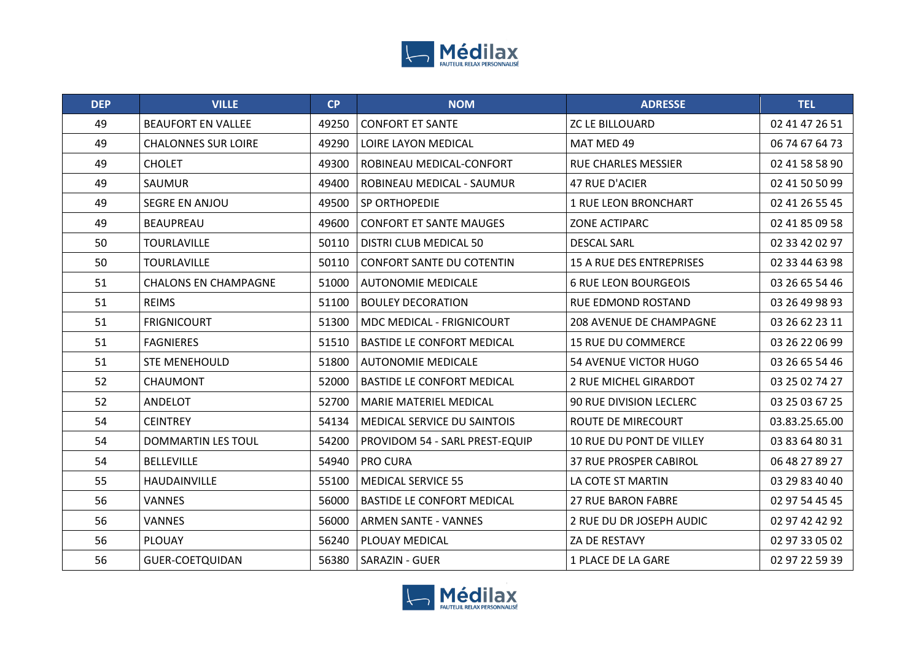| DEP | VILLE | CP | NOM | ADRESSE | TEL |
|---|---|---|---|---|---|
| 49 | BEAUFORT EN VALLEE | 49250 | CONFORT ET SANTE | ZC LE BILLOUARD | 02 41 47 26 51 |
| 49 | CHALONNES SUR LOIRE | 49290 | LOIRE LAYON MEDICAL | MAT MED 49 | 06 74 67 64 73 |
| 49 | CHOLET | 49300 | ROBINEAU MEDICAL-CONFORT | RUE CHARLES MESSIER | 02 41 58 58 90 |
| 49 | SAUMUR | 49400 | ROBINEAU MEDICAL - SAUMUR | 47 RUE D'ACIER | 02 41 50 50 99 |
| 49 | SEGRE EN ANJOU | 49500 | SP ORTHOPEDIE | 1 RUE LEON BRONCHART | 02 41 26 55 45 |
| 49 | BEAUPREAU | 49600 | CONFORT ET SANTE MAUGES | ZONE ACTIPARC | 02 41 85 09 58 |
| 50 | TOURLAVILLE | 50110 | DISTRI CLUB MEDICAL 50 | DESCAL SARL | 02 33 42 02 97 |
| 50 | TOURLAVILLE | 50110 | CONFORT SANTE DU COTENTIN | 15 A RUE DES ENTREPRISES | 02 33 44 63 98 |
| 51 | CHALONS EN CHAMPAGNE | 51000 | AUTONOMIE MEDICALE | 6 RUE LEON BOURGEOIS | 03 26 65 54 46 |
| 51 | REIMS | 51100 | BOULEY DECORATION | RUE EDMOND ROSTAND | 03 26 49 98 93 |
| 51 | FRIGNICOURT | 51300 | MDC MEDICAL - FRIGNICOURT | 208 AVENUE DE CHAMPAGNE | 03 26 62 23 11 |
| 51 | FAGNIERES | 51510 | BASTIDE LE CONFORT MEDICAL | 15 RUE DU COMMERCE | 03 26 22 06 99 |
| 51 | STE MENEHOULD | 51800 | AUTONOMIE MEDICALE | 54 AVENUE VICTOR HUGO | 03 26 65 54 46 |
| 52 | CHAUMONT | 52000 | BASTIDE LE CONFORT MEDICAL | 2 RUE MICHEL GIRARDOT | 03 25 02 74 27 |
| 52 | ANDELOT | 52700 | MARIE MATERIEL MEDICAL | 90 RUE DIVISION LECLERC | 03 25 03 67 25 |
| 54 | CEINTREY | 54134 | MEDICAL SERVICE DU SAINTOIS | ROUTE DE MIRECOURT | 03.83.25.65.00 |
| 54 | DOMMARTIN LES TOUL | 54200 | PROVIDOM 54 - SARL PREST-EQUIP | 10 RUE DU PONT DE VILLEY | 03 83 64 80 31 |
| 54 | BELLEVILLE | 54940 | PRO CURA | 37 RUE PROSPER CABIROL | 06 48 27 89 27 |
| 55 | HAUDAINVILLE | 55100 | MEDICAL SERVICE 55 | LA COTE ST MARTIN | 03 29 83 40 40 |
| 56 | VANNES | 56000 | BASTIDE LE CONFORT MEDICAL | 27 RUE BARON FABRE | 02 97 54 45 45 |
| 56 | VANNES | 56000 | ARMEN SANTE - VANNES | 2 RUE DU DR JOSEPH AUDIC | 02 97 42 42 92 |
| 56 | PLOUAY | 56240 | PLOUAY MEDICAL | ZA DE RESTAVY | 02 97 33 05 02 |
| 56 | GUER-COETQUIDAN | 56380 | SARAZIN - GUER | 1 PLACE DE LA GARE | 02 97 22 59 39 |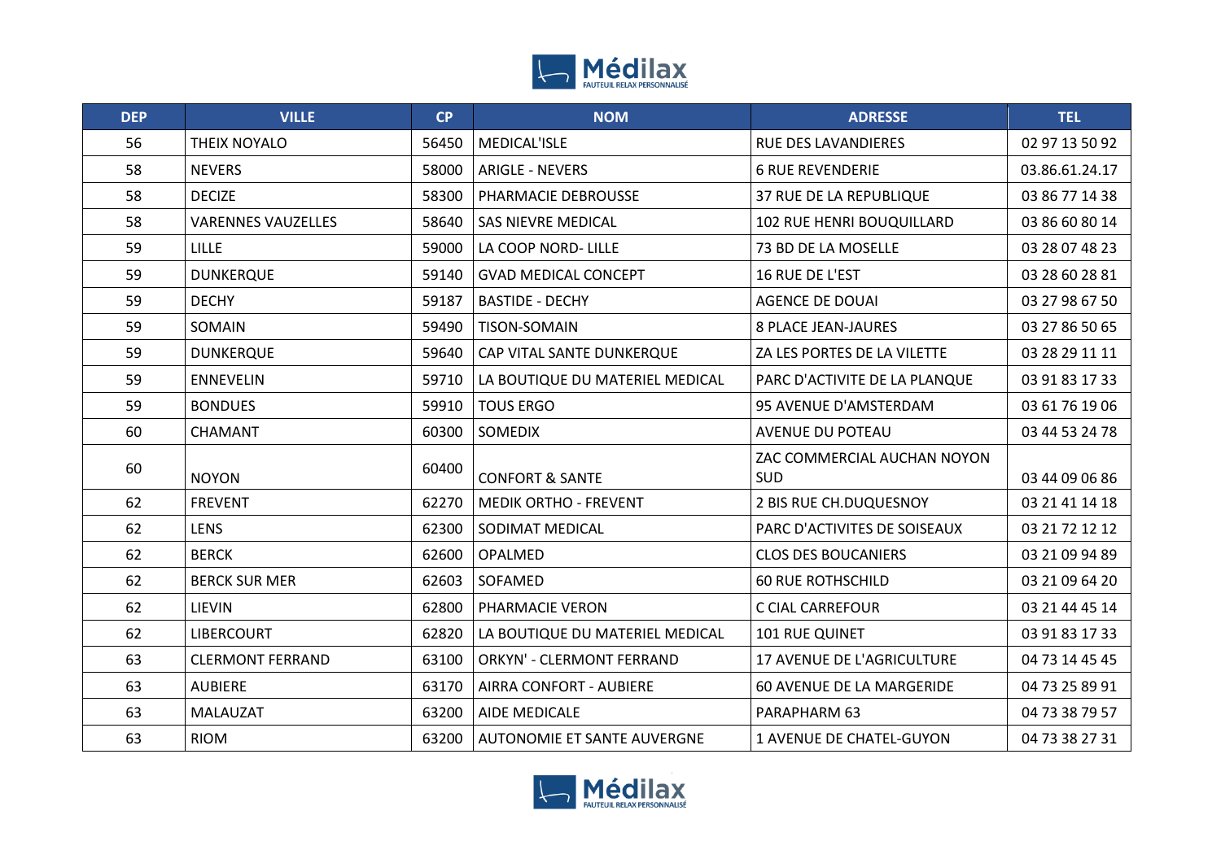| DEP | VILLE | CP | NOM | ADRESSE | TEL |
|---|---|---|---|---|---|
| 56 | THEIX NOYALO | 56450 | MEDICAL'ISLE | RUE DES LAVANDIERES | 02 97 13 50 92 |
| 58 | NEVERS | 58000 | ARIGLE - NEVERS | 6 RUE REVENDERIE | 03.86.61.24.17 |
| 58 | DECIZE | 58300 | PHARMACIE DEBROUSSE | 37 RUE DE LA REPUBLIQUE | 03 86 77 14 38 |
| 58 | VARENNES VAUZELLES | 58640 | SAS NIEVRE MEDICAL | 102 RUE HENRI BOUQUILLARD | 03 86 60 80 14 |
| 59 | LILLE | 59000 | LA COOP NORD- LILLE | 73 BD DE LA MOSELLE | 03 28 07 48 23 |
| 59 | DUNKERQUE | 59140 | GVAD MEDICAL CONCEPT | 16 RUE DE L'EST | 03 28 60 28 81 |
| 59 | DECHY | 59187 | BASTIDE - DECHY | AGENCE DE DOUAI | 03 27 98 67 50 |
| 59 | SOMAIN | 59490 | TISON-SOMAIN | 8 PLACE JEAN-JAURES | 03 27 86 50 65 |
| 59 | DUNKERQUE | 59640 | CAP VITAL SANTE DUNKERQUE | ZA LES PORTES DE LA VILETTE | 03 28 29 11 11 |
| 59 | ENNEVELIN | 59710 | LA BOUTIQUE DU MATERIEL MEDICAL | PARC D'ACTIVITE DE LA PLANQUE | 03 91 83 17 33 |
| 59 | BONDUES | 59910 | TOUS ERGO | 95 AVENUE D'AMSTERDAM | 03 61 76 19 06 |
| 60 | CHAMANT | 60300 | SOMEDIX | AVENUE DU POTEAU | 03 44 53 24 78 |
| 60 | NOYON | 60400 | CONFORT & SANTE | ZAC COMMERCIAL AUCHAN NOYON SUD | 03 44 09 06 86 |
| 62 | FREVENT | 62270 | MEDIK ORTHO - FREVENT | 2 BIS RUE CH.DUQUESNOY | 03 21 41 14 18 |
| 62 | LENS | 62300 | SODIMAT MEDICAL | PARC D'ACTIVITES DE SOISEAUX | 03 21 72 12 12 |
| 62 | BERCK | 62600 | OPALMED | CLOS DES BOUCANIERS | 03 21 09 94 89 |
| 62 | BERCK SUR MER | 62603 | SOFAMED | 60 RUE ROTHSCHILD | 03 21 09 64 20 |
| 62 | LIEVIN | 62800 | PHARMACIE VERON | C CIAL CARREFOUR | 03 21 44 45 14 |
| 62 | LIBERCOURT | 62820 | LA BOUTIQUE DU MATERIEL MEDICAL | 101 RUE QUINET | 03 91 83 17 33 |
| 63 | CLERMONT FERRAND | 63100 | ORKYN' - CLERMONT FERRAND | 17 AVENUE DE L'AGRICULTURE | 04 73 14 45 45 |
| 63 | AUBIERE | 63170 | AIRRA CONFORT - AUBIERE | 60 AVENUE DE LA MARGERIDE | 04 73 25 89 91 |
| 63 | MALAUZAT | 63200 | AIDE MEDICALE | PARAPHARM 63 | 04 73 38 79 57 |
| 63 | RIOM | 63200 | AUTONOMIE ET SANTE AUVERGNE | 1 AVENUE DE CHATEL-GUYON | 04 73 38 27 31 |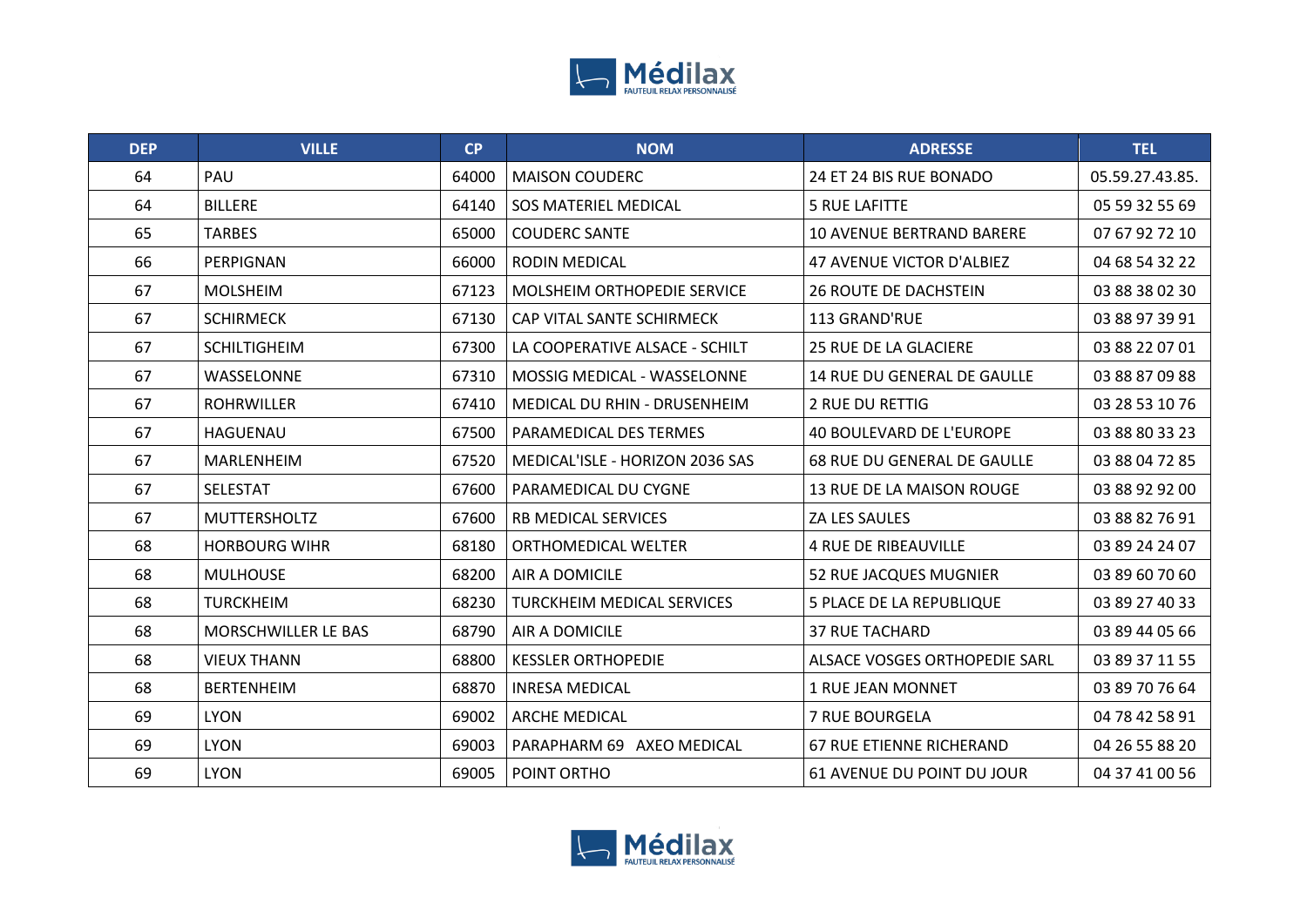| DEP | VILLE | CP | NOM | ADRESSE | TEL |
|---|---|---|---|---|---|
| 64 | PAU | 64000 | MAISON COUDERC | 24 ET 24 BIS RUE BONADO | 05.59.27.43.85. |
| 64 | BILLERE | 64140 | SOS MATERIEL MEDICAL | 5 RUE LAFITTE | 05 59 32 55 69 |
| 65 | TARBES | 65000 | COUDERC SANTE | 10 AVENUE BERTRAND BARERE | 07 67 92 72 10 |
| 66 | PERPIGNAN | 66000 | RODIN MEDICAL | 47 AVENUE VICTOR D'ALBIEZ | 04 68 54 32 22 |
| 67 | MOLSHEIM | 67123 | MOLSHEIM ORTHOPEDIE SERVICE | 26 ROUTE DE DACHSTEIN | 03 88 38 02 30 |
| 67 | SCHIRMECK | 67130 | CAP VITAL SANTE SCHIRMECK | 113 GRAND'RUE | 03 88 97 39 91 |
| 67 | SCHILTIGHEIM | 67300 | LA COOPERATIVE ALSACE - SCHILT | 25 RUE DE LA GLACIERE | 03 88 22 07 01 |
| 67 | WASSELONNE | 67310 | MOSSIG MEDICAL - WASSELONNE | 14 RUE DU GENERAL DE GAULLE | 03 88 87 09 88 |
| 67 | ROHRWILLER | 67410 | MEDICAL DU RHIN - DRUSENHEIM | 2 RUE DU RETTIG | 03 28 53 10 76 |
| 67 | HAGUENAU | 67500 | PARAMEDICAL DES TERMES | 40 BOULEVARD DE L'EUROPE | 03 88 80 33 23 |
| 67 | MARLENHEIM | 67520 | MEDICAL'ISLE - HORIZON 2036 SAS | 68 RUE DU GENERAL DE GAULLE | 03 88 04 72 85 |
| 67 | SELESTAT | 67600 | PARAMEDICAL DU CYGNE | 13 RUE DE LA MAISON ROUGE | 03 88 92 92 00 |
| 67 | MUTTERSHOLTZ | 67600 | RB MEDICAL SERVICES | ZA LES SAULES | 03 88 82 76 91 |
| 68 | HORBOURG WIHR | 68180 | ORTHOMEDICAL WELTER | 4 RUE DE RIBEAUVILLE | 03 89 24 24 07 |
| 68 | MULHOUSE | 68200 | AIR A DOMICILE | 52 RUE JACQUES MUGNIER | 03 89 60 70 60 |
| 68 | TURCKHEIM | 68230 | TURCKHEIM MEDICAL SERVICES | 5 PLACE DE LA REPUBLIQUE | 03 89 27 40 33 |
| 68 | MORSCHWILLER LE BAS | 68790 | AIR A DOMICILE | 37 RUE TACHARD | 03 89 44 05 66 |
| 68 | VIEUX THANN | 68800 | KESSLER ORTHOPEDIE | ALSACE VOSGES ORTHOPEDIE SARL | 03 89 37 11 55 |
| 68 | BERTENHEIM | 68870 | INRESA MEDICAL | 1 RUE JEAN MONNET | 03 89 70 76 64 |
| 69 | LYON | 69002 | ARCHE MEDICAL | 7 RUE BOURGELA | 04 78 42 58 91 |
| 69 | LYON | 69003 | PARAPHARM 69 AXEO MEDICAL | 67 RUE ETIENNE RICHERAND | 04 26 55 88 20 |
| 69 | LYON | 69005 | POINT ORTHO | 61 AVENUE DU POINT DU JOUR | 04 37 41 00 56 |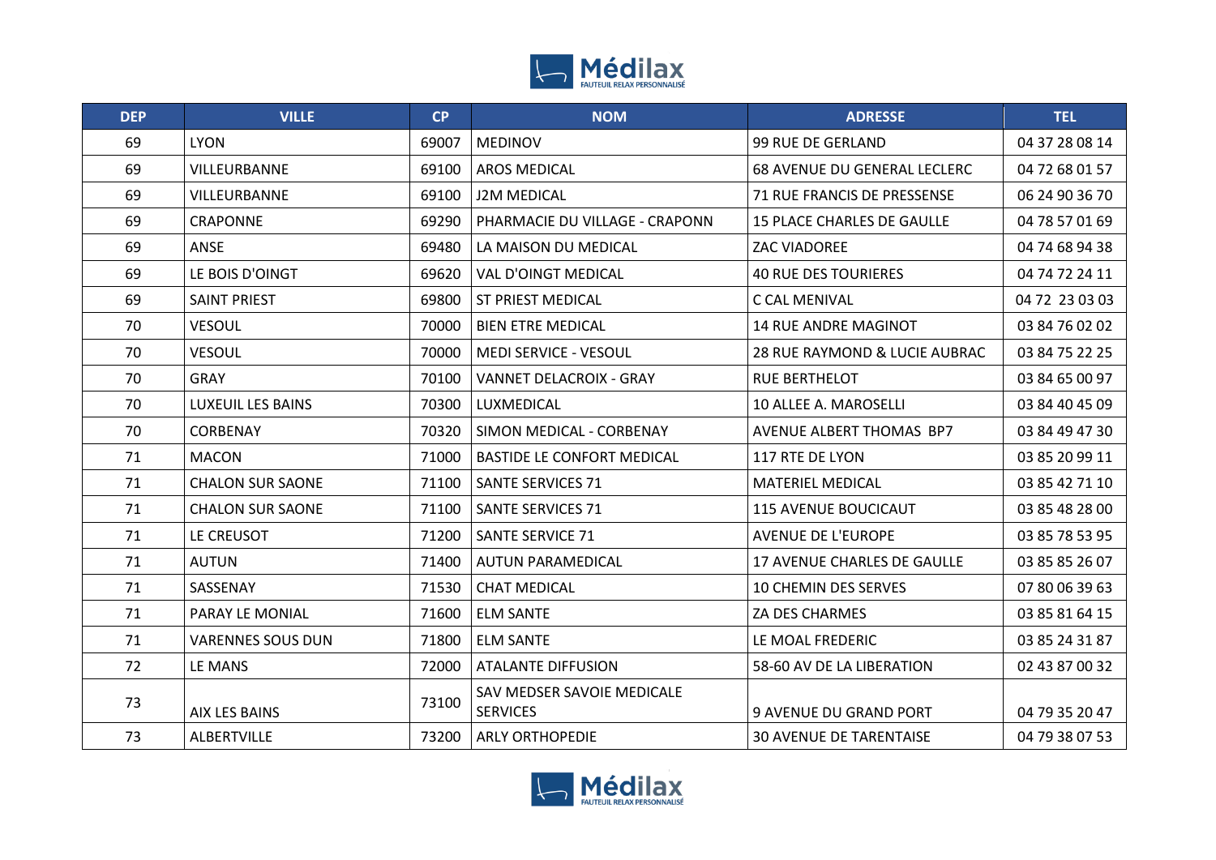| DEP | VILLE | CP | NOM | ADRESSE | TEL |
|---|---|---|---|---|---|
| 69 | LYON | 69007 | MEDINOV | 99 RUE DE GERLAND | 04 37 28 08 14 |
| 69 | VILLEURBANNE | 69100 | AROS MEDICAL | 68 AVENUE DU GENERAL LECLERC | 04 72 68 01 57 |
| 69 | VILLEURBANNE | 69100 | J2M MEDICAL | 71 RUE FRANCIS DE PRESSENSE | 06 24 90 36 70 |
| 69 | CRAPONNE | 69290 | PHARMACIE DU VILLAGE - CRAPONN | 15 PLACE CHARLES DE GAULLE | 04 78 57 01 69 |
| 69 | ANSE | 69480 | LA MAISON DU MEDICAL | ZAC VIADOREE | 04 74 68 94 38 |
| 69 | LE BOIS D'OINGT | 69620 | VAL D'OINGT MEDICAL | 40 RUE DES TOURIERES | 04 74 72 24 11 |
| 69 | SAINT PRIEST | 69800 | ST PRIEST MEDICAL | C CAL MENIVAL | 04 72 23 03 03 |
| 70 | VESOUL | 70000 | BIEN ETRE MEDICAL | 14 RUE ANDRE MAGINOT | 03 84 76 02 02 |
| 70 | VESOUL | 70000 | MEDI SERVICE - VESOUL | 28 RUE RAYMOND & LUCIE AUBRAC | 03 84 75 22 25 |
| 70 | GRAY | 70100 | VANNET DELACROIX - GRAY | RUE BERTHELOT | 03 84 65 00 97 |
| 70 | LUXEUIL LES BAINS | 70300 | LUXMEDICAL | 10 ALLEE A. MAROSELLI | 03 84 40 45 09 |
| 70 | CORBENAY | 70320 | SIMON MEDICAL - CORBENAY | AVENUE ALBERT THOMAS BP7 | 03 84 49 47 30 |
| 71 | MACON | 71000 | BASTIDE LE CONFORT MEDICAL | 117 RTE DE LYON | 03 85 20 99 11 |
| 71 | CHALON SUR SAONE | 71100 | SANTE SERVICES 71 | MATERIEL MEDICAL | 03 85 42 71 10 |
| 71 | CHALON SUR SAONE | 71100 | SANTE SERVICES 71 | 115 AVENUE BOUCICAUT | 03 85 48 28 00 |
| 71 | LE CREUSOT | 71200 | SANTE SERVICE 71 | AVENUE DE L'EUROPE | 03 85 78 53 95 |
| 71 | AUTUN | 71400 | AUTUN PARAMEDICAL | 17 AVENUE CHARLES DE GAULLE | 03 85 85 26 07 |
| 71 | SASSENAY | 71530 | CHAT MEDICAL | 10 CHEMIN DES SERVES | 07 80 06 39 63 |
| 71 | PARAY LE MONIAL | 71600 | ELM SANTE | ZA DES CHARMES | 03 85 81 64 15 |
| 71 | VARENNES SOUS DUN | 71800 | ELM SANTE | LE MOAL FREDERIC | 03 85 24 31 87 |
| 72 | LE MANS | 72000 | ATALANTE DIFFUSION | 58-60 AV DE LA LIBERATION | 02 43 87 00 32 |
| 73 | AIX LES BAINS | 73100 | SAV MEDSER SAVOIE MEDICALE SERVICES | 9 AVENUE DU GRAND PORT | 04 79 35 20 47 |
| 73 | ALBERTVILLE | 73200 | ARLY ORTHOPEDIE | 30 AVENUE DE TARENTAISE | 04 79 38 07 53 |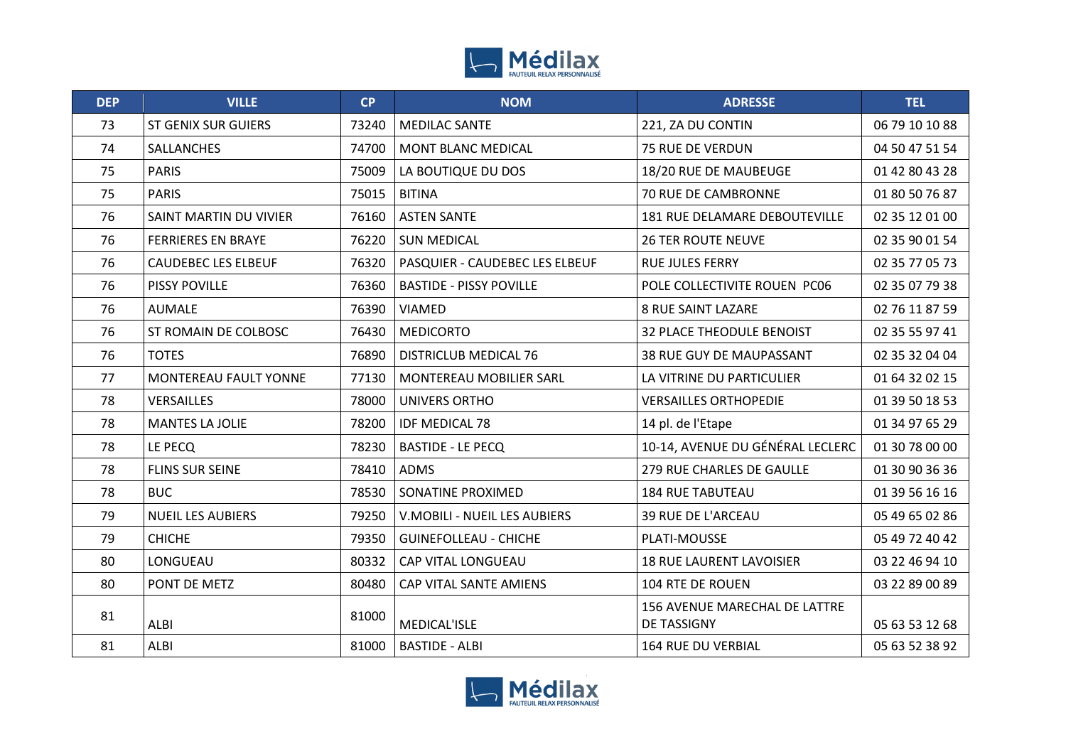| DEP | VILLE | CP | NOM | ADRESSE | TEL |
|---|---|---|---|---|---|
| 73 | ST GENIX SUR GUIERS | 73240 | MEDILAC SANTE | 221, ZA DU CONTIN | 06 79 10 10 88 |
| 74 | SALLANCHES | 74700 | MONT BLANC MEDICAL | 75 RUE DE VERDUN | 04 50 47 51 54 |
| 75 | PARIS | 75009 | LA BOUTIQUE DU DOS | 18/20 RUE DE MAUBEUGE | 01 42 80 43 28 |
| 75 | PARIS | 75015 | BITINA | 70 RUE DE CAMBRONNE | 01 80 50 76 87 |
| 76 | SAINT MARTIN DU VIVIER | 76160 | ASTEN SANTE | 181 RUE DELAMARE DEBOUTEVILLE | 02 35 12 01 00 |
| 76 | FERRIERES EN BRAYE | 76220 | SUN MEDICAL | 26 TER ROUTE NEUVE | 02 35 90 01 54 |
| 76 | CAUDEBEC LES ELBEUF | 76320 | PASQUIER - CAUDEBEC LES ELBEUF | RUE JULES FERRY | 02 35 77 05 73 |
| 76 | PISSY POVILLE | 76360 | BASTIDE - PISSY POVILLE | POLE COLLECTIVITE ROUEN PC06 | 02 35 07 79 38 |
| 76 | AUMALE | 76390 | VIAMED | 8 RUE SAINT LAZARE | 02 76 11 87 59 |
| 76 | ST ROMAIN DE COLBOSC | 76430 | MEDICORTO | 32 PLACE THEODULE BENOIST | 02 35 55 97 41 |
| 76 | TOTES | 76890 | DISTRICLUB MEDICAL 76 | 38 RUE GUY DE MAUPASSANT | 02 35 32 04 04 |
| 77 | MONTEREAU FAULT YONNE | 77130 | MONTEREAU MOBILIER SARL | LA VITRINE DU PARTICULIER | 01 64 32 02 15 |
| 78 | VERSAILLES | 78000 | UNIVERS ORTHO | VERSAILLES ORTHOPEDIE | 01 39 50 18 53 |
| 78 | MANTES LA JOLIE | 78200 | IDF MEDICAL 78 | 14 pl. de l'Etape | 01 34 97 65 29 |
| 78 | LE PECQ | 78230 | BASTIDE - LE PECQ | 10-14, AVENUE DU GÉNÉRAL LECLERC | 01 30 78 00 00 |
| 78 | FLINS SUR SEINE | 78410 | ADMS | 279 RUE CHARLES DE GAULLE | 01 30 90 36 36 |
| 78 | BUC | 78530 | SONATINE PROXIMED | 184 RUE TABUTEAU | 01 39 56 16 16 |
| 79 | NUEIL LES AUBIERS | 79250 | V.MOBILI - NUEIL LES AUBIERS | 39 RUE DE L'ARCEAU | 05 49 65 02 86 |
| 79 | CHICHE | 79350 | GUINEFOLLEAU - CHICHE | PLATI-MOUSSE | 05 49 72 40 42 |
| 80 | LONGUEAU | 80332 | CAP VITAL LONGUEAU | 18 RUE LAURENT LAVOISIER | 03 22 46 94 10 |
| 80 | PONT DE METZ | 80480 | CAP VITAL SANTE AMIENS | 104 RTE DE ROUEN | 03 22 89 00 89 |
| 81 | ALBI | 81000 | MEDICAL'ISLE | 156 AVENUE MARECHAL DE LATTRE DE TASSIGNY | 05 63 53 12 68 |
| 81 | ALBI | 81000 | BASTIDE - ALBI | 164 RUE DU VERBIAL | 05 63 52 38 92 |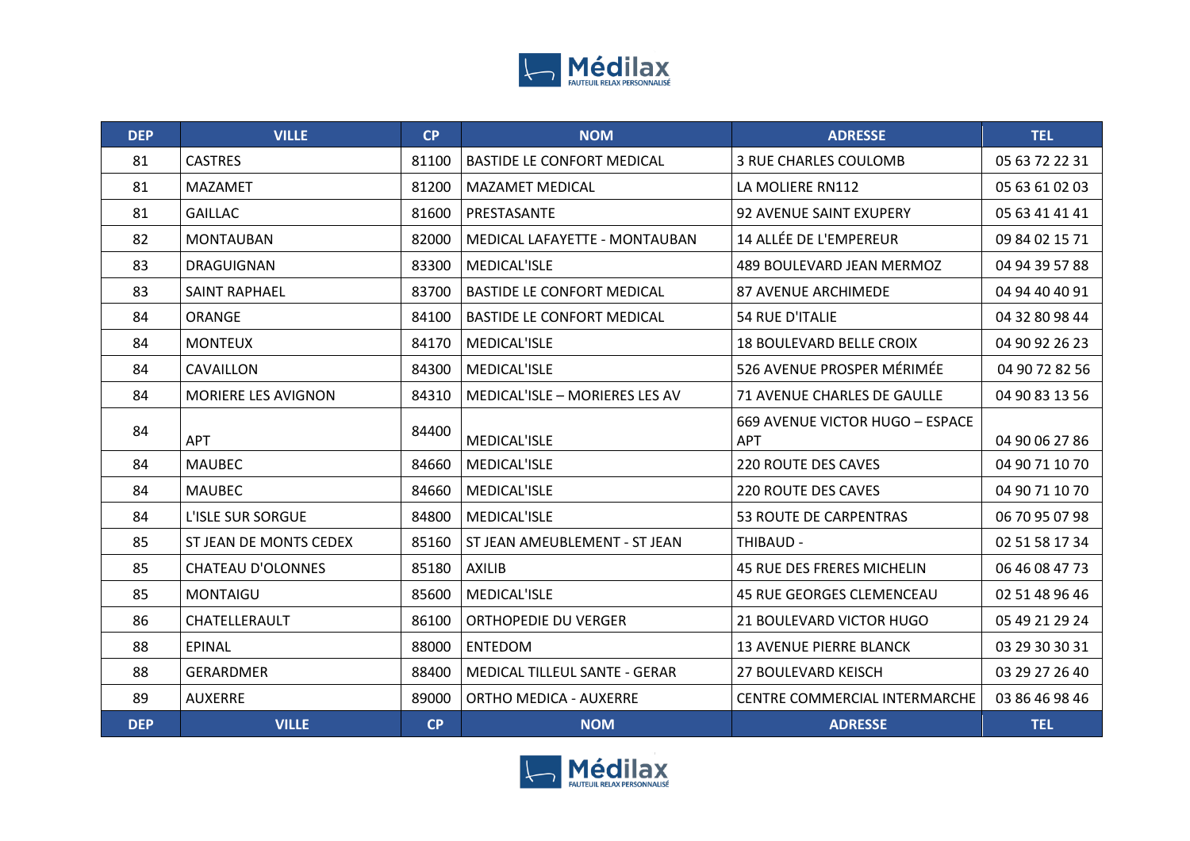| DEP | VILLE | CP | NOM | ADRESSE | TEL |
|---|---|---|---|---|---|
| 81 | CASTRES | 81100 | BASTIDE LE CONFORT MEDICAL | 3 RUE CHARLES COULOMB | 05 63 72 22 31 |
| 81 | MAZAMET | 81200 | MAZAMET MEDICAL | LA MOLIERE RN112 | 05 63 61 02 03 |
| 81 | GAILLAC | 81600 | PRESTASANTE | 92 AVENUE SAINT EXUPERY | 05 63 41 41 41 |
| 82 | MONTAUBAN | 82000 | MEDICAL LAFAYETTE - MONTAUBAN | 14 ALLÉE DE L'EMPEREUR | 09 84 02 15 71 |
| 83 | DRAGUIGNAN | 83300 | MEDICAL'ISLE | 489 BOULEVARD JEAN MERMOZ | 04 94 39 57 88 |
| 83 | SAINT RAPHAEL | 83700 | BASTIDE LE CONFORT MEDICAL | 87 AVENUE ARCHIMEDE | 04 94 40 40 91 |
| 84 | ORANGE | 84100 | BASTIDE LE CONFORT MEDICAL | 54 RUE D'ITALIE | 04 32 80 98 44 |
| 84 | MONTEUX | 84170 | MEDICAL'ISLE | 18 BOULEVARD BELLE CROIX | 04 90 92 26 23 |
| 84 | CAVAILLON | 84300 | MEDICAL'ISLE | 526 AVENUE PROSPER MÉRIMÉE | 04 90 72 82 56 |
| 84 | MORIERE LES AVIGNON | 84310 | MEDICAL'ISLE – MORIERES LES AV | 71 AVENUE CHARLES DE GAULLE | 04 90 83 13 56 |
| 84 | APT | 84400 | MEDICAL'ISLE | 669 AVENUE VICTOR HUGO – ESPACE APT | 04 90 06 27 86 |
| 84 | MAUBEC | 84660 | MEDICAL'ISLE | 220 ROUTE DES CAVES | 04 90 71 10 70 |
| 84 | MAUBEC | 84660 | MEDICAL'ISLE | 220 ROUTE DES CAVES | 04 90 71 10 70 |
| 84 | L'ISLE SUR SORGUE | 84800 | MEDICAL'ISLE | 53 ROUTE DE CARPENTRAS | 06 70 95 07 98 |
| 85 | ST JEAN DE MONTS CEDEX | 85160 | ST JEAN AMEUBLEMENT - ST JEAN | THIBAUD - | 02 51 58 17 34 |
| 85 | CHATEAU D'OLONNES | 85180 | AXILIB | 45 RUE DES FRERES MICHELIN | 06 46 08 47 73 |
| 85 | MONTAIGU | 85600 | MEDICAL'ISLE | 45 RUE GEORGES CLEMENCEAU | 02 51 48 96 46 |
| 86 | CHATELLERAULT | 86100 | ORTHOPEDIE DU VERGER | 21 BOULEVARD VICTOR HUGO | 05 49 21 29 24 |
| 88 | EPINAL | 88000 | ENTEDOM | 13 AVENUE PIERRE BLANCK | 03 29 30 30 31 |
| 88 | GERARDMER | 88400 | MEDICAL TILLEUL SANTE - GERAR | 27 BOULEVARD KEISCH | 03 29 27 26 40 |
| 89 | AUXERRE | 89000 | ORTHO MEDICA - AUXERRE | CENTRE COMMERCIAL INTERMARCHE | 03 86 46 98 46 |
| DEP | VILLE | CP | NOM | ADRESSE | TEL |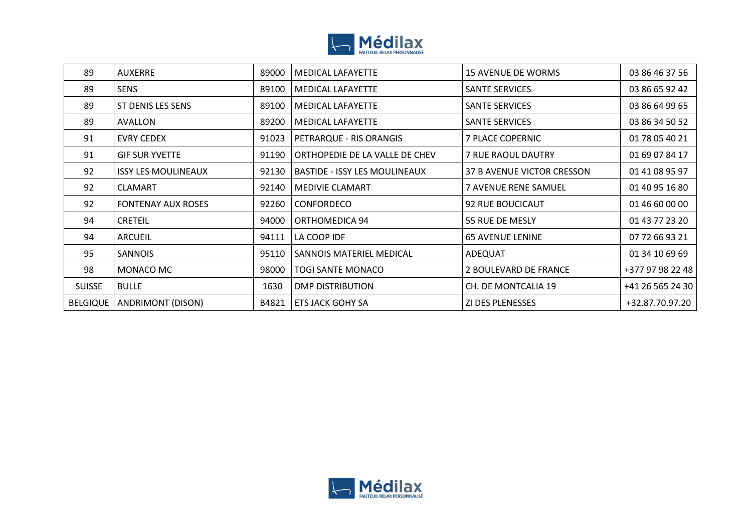| | | | | | |
|---|---|---|---|---|---|
| 89 | AUXERRE | 89000 | MEDICAL LAFAYETTE | 15 AVENUE DE WORMS | 03 86 46 37 56 |
| 89 | SENS | 89100 | MEDICAL LAFAYETTE | SANTE SERVICES | 03 86 65 92 42 |
| 89 | ST DENIS LES SENS | 89100 | MEDICAL LAFAYETTE | SANTE SERVICES | 03 86 64 99 65 |
| 89 | AVALLON | 89200 | MEDICAL LAFAYETTE | SANTE SERVICES | 03 86 34 50 52 |
| 91 | EVRY CEDEX | 91023 | PETRARQUE - RIS ORANGIS | 7 PLACE COPERNIC | 01 78 05 40 21 |
| 91 | GIF SUR YVETTE | 91190 | ORTHOPEDIE DE LA VALLE DE CHEV | 7 RUE RAOUL DAUTRY | 01 69 07 84 17 |
| 92 | ISSY LES MOULINEAUX | 92130 | BASTIDE - ISSY LES MOULINEAUX | 37 B AVENUE VICTOR CRESSON | 01 41 08 95 97 |
| 92 | CLAMART | 92140 | MEDIVIE CLAMART | 7 AVENUE RENE SAMUEL | 01 40 95 16 80 |
| 92 | FONTENAY AUX ROSES | 92260 | CONFORDECO | 92 RUE BOUCICAUT | 01 46 60 00 00 |
| 94 | CRETEIL | 94000 | ORTHOMEDICA 94 | 55 RUE DE MESLY | 01 43 77 23 20 |
| 94 | ARCUEIL | 94111 | LA COOP IDF | 65 AVENUE LENINE | 07 72 66 93 21 |
| 95 | SANNOIS | 95110 | SANNOIS MATERIEL MEDICAL | ADEQUAT | 01 34 10 69 69 |
| 98 | MONACO MC | 98000 | TOGI SANTE MONACO | 2 BOULEVARD DE FRANCE | +377 97 98 22 48 |
| SUISSE | BULLE | 1630 | DMP DISTRIBUTION | CH. DE MONTCALIA 19 | +41 26 565 24 30 |
| BELGIQUE | ANDRIMONT (DISON) | B4821 | ETS JACK GOHY SA | ZI DES PLENESSES | +32.87.70.97.20 |